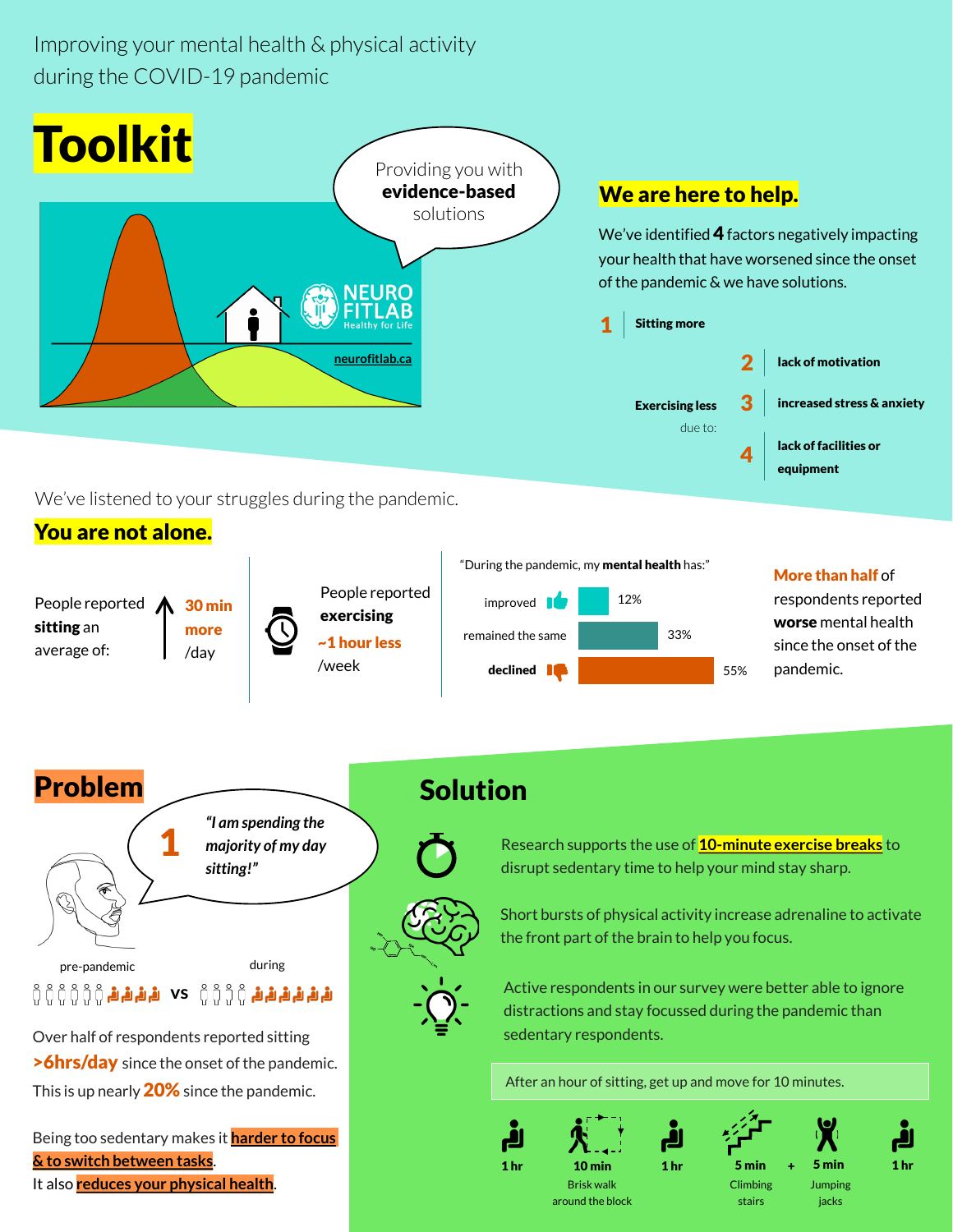Improving your mental health & physical activity during the COVID-19 pandemic

# Toolkit

Providing you with **evidence-based** solutions

NEURO FITLAB
Healthy for Life

neurofitlab.ca

## We are here to help.

We've identified **4** factors negatively impacting your health that have worsened since the onset of the pandemic & we have solutions.

1 **Sitting more**

**Exercising less** due to:

2 **lack of motivation**

3 **increased stress & anxiety**

4 **lack of facilities or equipment**

We've listened to your struggles during the pandemic.

## You are not alone.

People reported **sitting** an average of: **30 min more** /day

People reported **exercising** **~1 hour less** /week

"During the pandemic, my **mental health** has:"

improved 12%

remained the same 33%

**declined** 55%

**More than half** of respondents reported **worse** mental health since the onset of the pandemic.

## Problem

1 *"I am spending the majority of my day sitting!"*

pre-pandemic vs during

Over half of respondents reported sitting **>6hrs/day** since the onset of the pandemic. This is up nearly **20%** since the pandemic.

Being too sedentary makes it **harder to focus & to switch between tasks**. It also **reduces your physical health**.

## Solution

Research supports the use of **10-minute exercise breaks** to disrupt sedentary time to help your mind stay sharp.

Short bursts of physical activity increase adrenaline to activate the front part of the brain to help you focus.

Active respondents in our survey were better able to ignore distractions and stay focussed during the pandemic than sedentary respondents.

After an hour of sitting, get up and move for 10 minutes.

**1 hr** — **10 min** Brisk walk around the block — **1 hr** — **5 min** Climbing stairs + **5 min** Jumping jacks — **1 hr**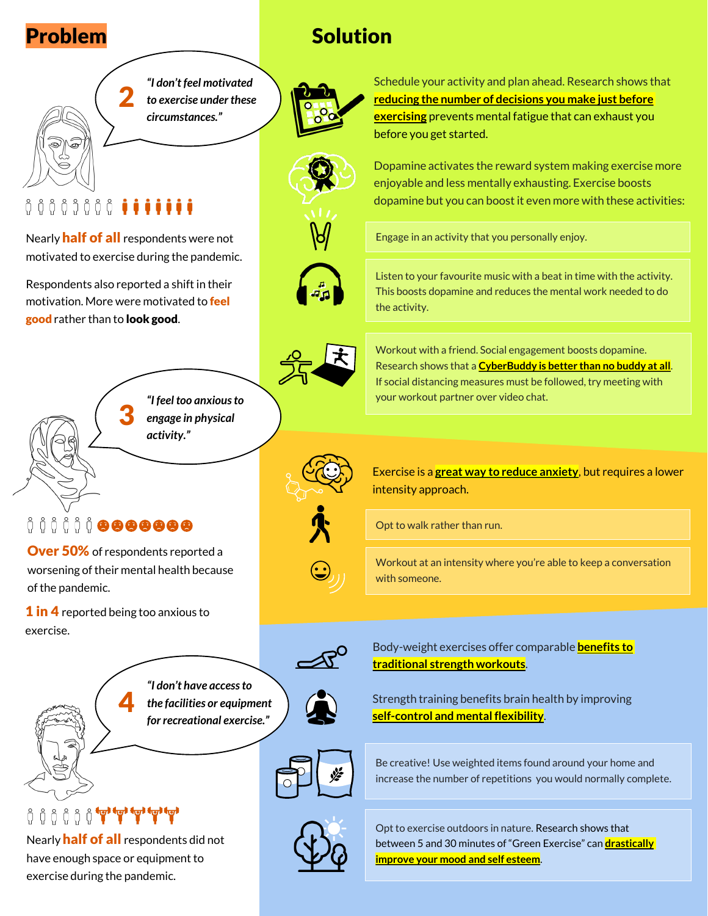## Problem

## Solution

**2** *"I don't feel motivated to exercise under these circumstances."*

Nearly **half of all** respondents were not motivated to exercise during the pandemic.

Respondents also reported a shift in their motivation. More were motivated to **feel good** rather than to **look good**.

Schedule your activity and plan ahead. Research shows that **reducing the number of decisions you make just before exercising** prevents mental fatigue that can exhaust you before you get started.

Dopamine activates the reward system making exercise more enjoyable and less mentally exhausting. Exercise boosts dopamine but you can boost it even more with these activities:

- Engage in an activity that you personally enjoy.
- Listen to your favourite music with a beat in time with the activity. This boosts dopamine and reduces the mental work needed to do the activity.
- Workout with a friend. Social engagement boosts dopamine. Research shows that a **CyberBuddy is better than no buddy at all**. If social distancing measures must be followed, try meeting with your workout partner over video chat.

**3** *"I feel too anxious to engage in physical activity."*

**Over 50%** of respondents reported a worsening of their mental health because of the pandemic.

**1 in 4** reported being too anxious to exercise.

Exercise is a **great way to reduce anxiety**, but requires a lower intensity approach.

- Opt to walk rather than run.
- Workout at an intensity where you're able to keep a conversation with someone.

**4** *"I don't have access to the facilities or equipment for recreational exercise."*

Nearly **half of all** respondents did not have enough space or equipment to exercise during the pandemic.

Body-weight exercises offer comparable **benefits to traditional strength workouts**.

Strength training benefits brain health by improving **self-control and mental flexibility**.

- Be creative! Use weighted items found around your home and increase the number of repetitions you would normally complete.
- Opt to exercise outdoors in nature. Research shows that between 5 and 30 minutes of "Green Exercise" can **drastically improve your mood and self esteem**.